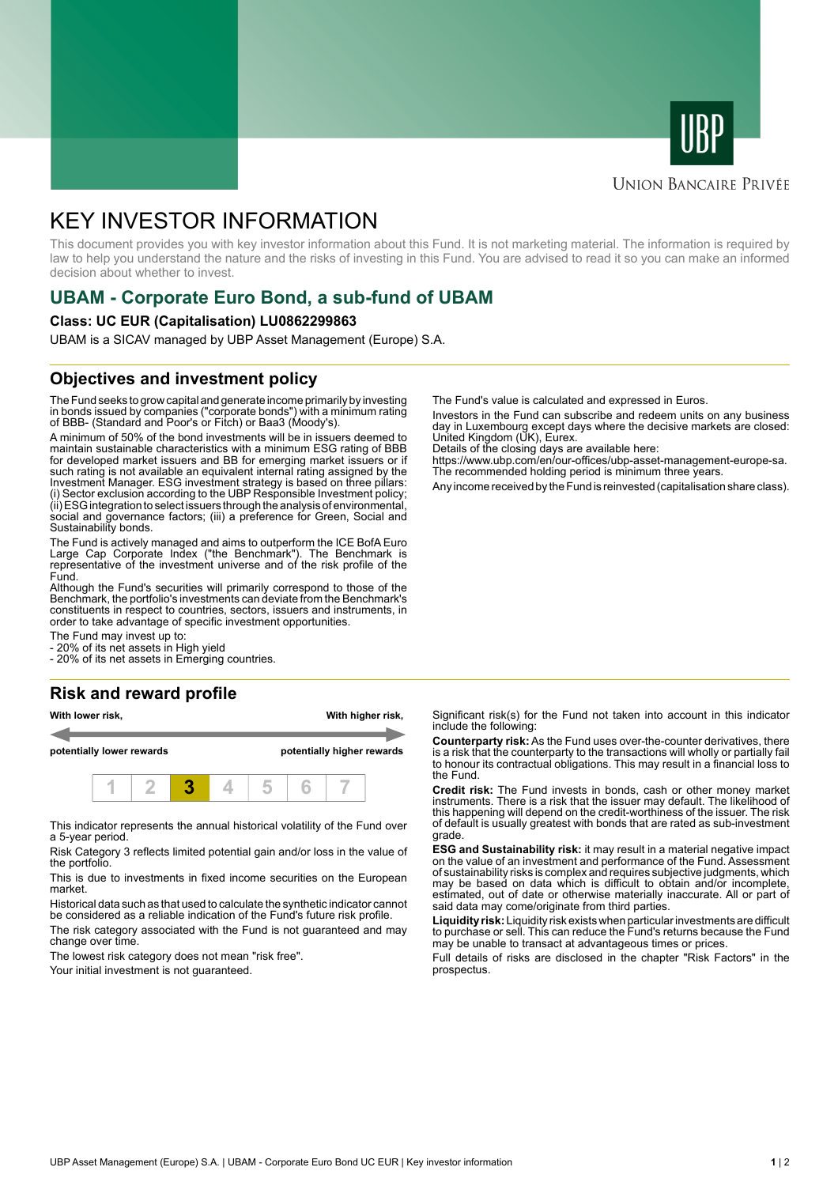UBP

UNION BANCAIRE PRIVÉE

# KEY INVESTOR INFORMATION

This document provides you with key investor information about this Fund. It is not marketing material. The information is required by law to help you understand the nature and the risks of investing in this Fund. You are advised to read it so you can make an informed decision about whether to invest.

## UBAM - Corporate Euro Bond, a sub-fund of UBAM

**Class: UC EUR (Capitalisation) LU0862299863**

UBAM is a SICAV managed by UBP Asset Management (Europe) S.A.

## Objectives and investment policy

The Fund seeks to grow capital and generate income primarily by investing in bonds issued by companies ("corporate bonds") with a minimum rating of BBB- (Standard and Poor's or Fitch) or Baa3 (Moody's).

A minimum of 50% of the bond investments will be in issuers deemed to maintain sustainable characteristics with a minimum ESG rating of BBB for developed market issuers and BB for emerging market issuers or if such rating is not available an equivalent internal rating assigned by the Investment Manager. ESG investment strategy is based on three pillars: (i) Sector exclusion according to the UBP Responsible Investment policy; (ii) ESG integration to select issuers through the analysis of environmental, social and governance factors; (iii) a preference for Green, Social and Sustainability bonds.

The Fund is actively managed and aims to outperform the ICE BofA Euro Large Cap Corporate Index ("the Benchmark"). The Benchmark is representative of the investment universe and of the risk profile of the Fund.
Although the Fund's securities will primarily correspond to those of the Benchmark, the portfolio's investments can deviate from the Benchmark's constituents in respect to countries, sectors, issuers and instruments, in order to take advantage of specific investment opportunities.

The Fund may invest up to:
- 20% of its net assets in High yield
- 20% of its net assets in Emerging countries.

The Fund's value is calculated and expressed in Euros.

Investors in the Fund can subscribe and redeem units on any business day in Luxembourg except days where the decisive markets are closed: United Kingdom (UK), Eurex.
Details of the closing days are available here:
https://www.ubp.com/en/our-offices/ubp-asset-management-europe-sa.
The recommended holding period is minimum three years.

Any income received by the Fund is reinvested (capitalisation share class).

## Risk and reward profile

| **With lower risk,** | **With higher risk,** |
|---|---|
| **potentially lower rewards** | **potentially higher rewards** |

| 1 | 2 | **3** | 4 | 5 | 6 | 7 |
|---|---|---|---|---|---|---|

This indicator represents the annual historical volatility of the Fund over a 5-year period.

Risk Category 3 reflects limited potential gain and/or loss in the value of the portfolio.

This is due to investments in fixed income securities on the European market.

Historical data such as that used to calculate the synthetic indicator cannot be considered as a reliable indication of the Fund's future risk profile.

The risk category associated with the Fund is not guaranteed and may change over time.

The lowest risk category does not mean "risk free".

Your initial investment is not guaranteed.

Significant risk(s) for the Fund not taken into account in this indicator include the following:

**Counterparty risk:** As the Fund uses over-the-counter derivatives, there is a risk that the counterparty to the transactions will wholly or partially fail to honour its contractual obligations. This may result in a financial loss to the Fund.

**Credit risk:** The Fund invests in bonds, cash or other money market instruments. There is a risk that the issuer may default. The likelihood of this happening will depend on the credit-worthiness of the issuer. The risk of default is usually greatest with bonds that are rated as sub-investment grade.

**ESG and Sustainability risk:** it may result in a material negative impact on the value of an investment and performance of the Fund. Assessment of sustainability risks is complex and requires subjective judgments, which may be based on data which is difficult to obtain and/or incomplete, estimated, out of date or otherwise materially inaccurate. All or part of said data may come/originate from third parties.

**Liquidity risk:** Liquidity risk exists when particular investments are difficult to purchase or sell. This can reduce the Fund's returns because the Fund may be unable to transact at advantageous times or prices.

Full details of risks are disclosed in the chapter "Risk Factors" in the prospectus.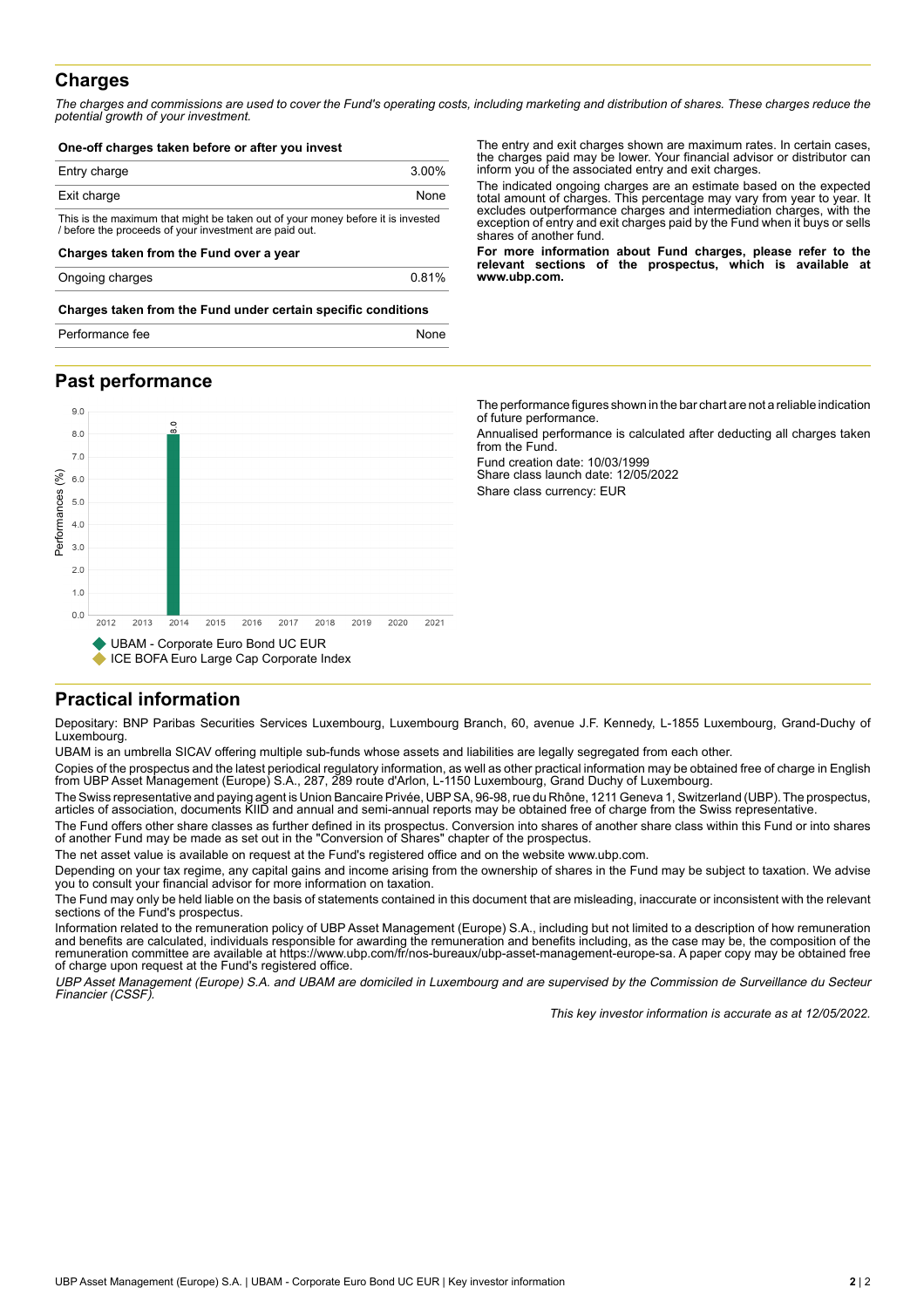## Charges

*The charges and commissions are used to cover the Fund's operating costs, including marketing and distribution of shares. These charges reduce the potential growth of your investment.*

| **One-off charges taken before or after you invest** | |
|---|---|
| Entry charge | 3.00% |
| Exit charge | None |

This is the maximum that might be taken out of your money before it is invested / before the proceeds of your investment are paid out.

| **Charges taken from the Fund over a year** | |
|---|---|
| Ongoing charges | 0.81% |

| **Charges taken from the Fund under certain specific conditions** | |
|---|---|
| Performance fee | None |

The entry and exit charges shown are maximum rates. In certain cases, the charges paid may be lower. Your financial advisor or distributor can inform you of the associated entry and exit charges.

The indicated ongoing charges are an estimate based on the expected total amount of charges. This percentage may vary from year to year. It excludes outperformance charges and intermediation charges, with the exception of entry and exit charges paid by the Fund when it buys or sells shares of another fund.

**For more information about Fund charges, please refer to the relevant sections of the prospectus, which is available at www.ubp.com.**

## Past performance

Performances (%)

9.0
8.0
7.0
6.0
5.0
4.0
3.0
2.0
1.0
0.0

8.0

2012 2013 2014 2015 2016 2017 2018 2019 2020 2021

UBAM - Corporate Euro Bond UC EUR
ICE BOFA Euro Large Cap Corporate Index

The performance figures shown in the bar chart are not a reliable indication of future performance.

Annualised performance is calculated after deducting all charges taken from the Fund.

Fund creation date: 10/03/1999
Share class launch date: 12/05/2022
Share class currency: EUR

## Practical information

Depositary: BNP Paribas Securities Services Luxembourg, Luxembourg Branch, 60, avenue J.F. Kennedy, L-1855 Luxembourg, Grand-Duchy of Luxembourg.

UBAM is an umbrella SICAV offering multiple sub-funds whose assets and liabilities are legally segregated from each other.

Copies of the prospectus and the latest periodical regulatory information, as well as other practical information may be obtained free of charge in English from UBP Asset Management (Europe) S.A., 287, 289 route d'Arlon, L-1150 Luxembourg, Grand Duchy of Luxembourg.

The Swiss representative and paying agent is Union Bancaire Privée, UBP SA, 96-98, rue du Rhône, 1211 Geneva 1, Switzerland (UBP). The prospectus, articles of association, documents KIID and annual and semi-annual reports may be obtained free of charge from the Swiss representative.

The Fund offers other share classes as further defined in its prospectus. Conversion into shares of another share class within this Fund or into shares of another Fund may be made as set out in the "Conversion of Shares" chapter of the prospectus.

The net asset value is available on request at the Fund's registered office and on the website www.ubp.com.

Depending on your tax regime, any capital gains and income arising from the ownership of shares in the Fund may be subject to taxation. We advise you to consult your financial advisor for more information on taxation.

The Fund may only be held liable on the basis of statements contained in this document that are misleading, inaccurate or inconsistent with the relevant sections of the Fund's prospectus.

Information related to the remuneration policy of UBP Asset Management (Europe) S.A., including but not limited to a description of how remuneration and benefits are calculated, individuals responsible for awarding the remuneration and benefits including, as the case may be, the composition of the remuneration committee are available at https://www.ubp.com/fr/nos-bureaux/ubp-asset-management-europe-sa. A paper copy may be obtained free of charge upon request at the Fund's registered office.

*UBP Asset Management (Europe) S.A. and UBAM are domiciled in Luxembourg and are supervised by the Commission de Surveillance du Secteur Financier (CSSF).*

*This key investor information is accurate as at 12/05/2022.*